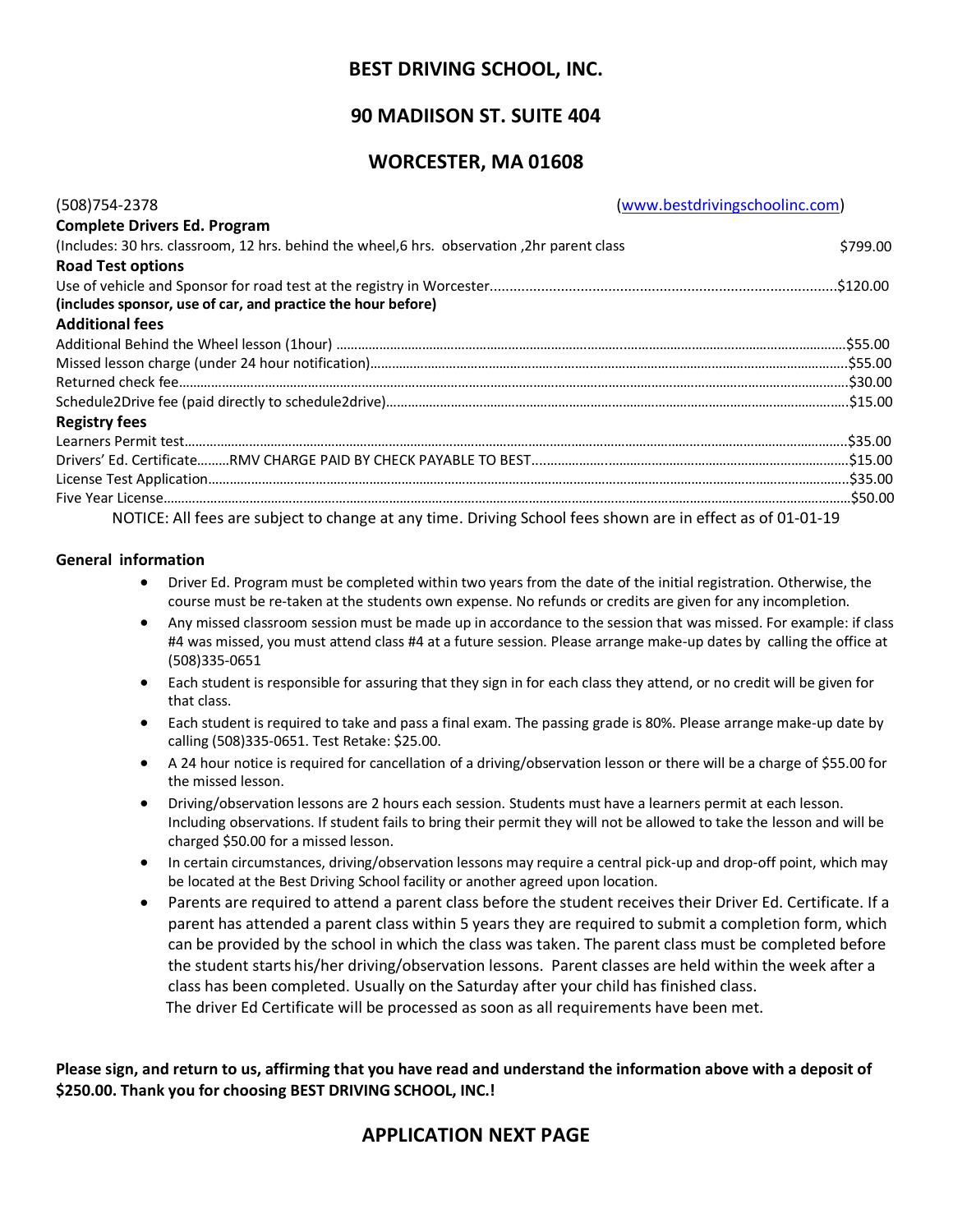# BEST DRIVING SCHOOL, INC.

## 90 MADIISON ST. SUITE 404

## WORCESTER, MA 01608

(508)754-2378 (www.bestdrivingschoolinc.com)

**Complete Drivers Ed. Program**

(Includes: 30 hrs. classroom, 12 hrs. behind the wheel,6 hrs. observation ,2hr parent class $799.00

**Road Test options**

Use of vehicle and Sponsor for road test at the registry in Worcester.......................................................................................$120.00

**(includes sponsor, use of car, and practice the hour before)**

**Additional fees**

Additional Behind the Wheel lesson (1hour) ..............................................................................................................$55.00

Missed lesson charge (under 24 hour notification)......................................................................................................$55.00

Returned check fee.......................................................................................................................................................$30.00

Schedule2Drive fee (paid directly to schedule2drive)...................................................................................................$15.00

**Registry fees**

Learners Permit test.....................................................................................................................................................$35.00

Drivers' Ed. Certificate.........RMV CHARGE PAID BY CHECK PAYABLE TO BEST..........................................................................$15.00

License Test Application..............................................................................................................................................$35.00

Five Year License.........................................................................................................................................................$50.00

NOTICE: All fees are subject to change at any time. Driving School fees shown are in effect as of 01-01-19

**General information**

- Driver Ed. Program must be completed within two years from the date of the initial registration. Otherwise, the course must be re-taken at the students own expense. No refunds or credits are given for any incompletion.
- Any missed classroom session must be made up in accordance to the session that was missed. For example: if class #4 was missed, you must attend class #4 at a future session. Please arrange make-up dates by calling the office at (508)335-0651
- Each student is responsible for assuring that they sign in for each class they attend, or no credit will be given for that class.
- Each student is required to take and pass a final exam. The passing grade is 80%. Please arrange make-up date by calling (508)335-0651. Test Retake: $25.00.
- A 24 hour notice is required for cancellation of a driving/observation lesson or there will be a charge of $55.00 for the missed lesson.
- Driving/observation lessons are 2 hours each session. Students must have a learners permit at each lesson. Including observations. If student fails to bring their permit they will not be allowed to take the lesson and will be charged $50.00 for a missed lesson.
- In certain circumstances, driving/observation lessons may require a central pick-up and drop-off point, which may be located at the Best Driving School facility or another agreed upon location.
- Parents are required to attend a parent class before the student receives their Driver Ed. Certificate. If a parent has attended a parent class within 5 years they are required to submit a completion form, which can be provided by the school in which the class was taken. The parent class must be completed before the student starts his/her driving/observation lessons. Parent classes are held within the week after a class has been completed. Usually on the Saturday after your child has finished class.
  The driver Ed Certificate will be processed as soon as all requirements have been met.

**Please sign, and return to us, affirming that you have read and understand the information above with a deposit of $250.00. Thank you for choosing BEST DRIVING SCHOOL, INC.!**

## APPLICATION NEXT PAGE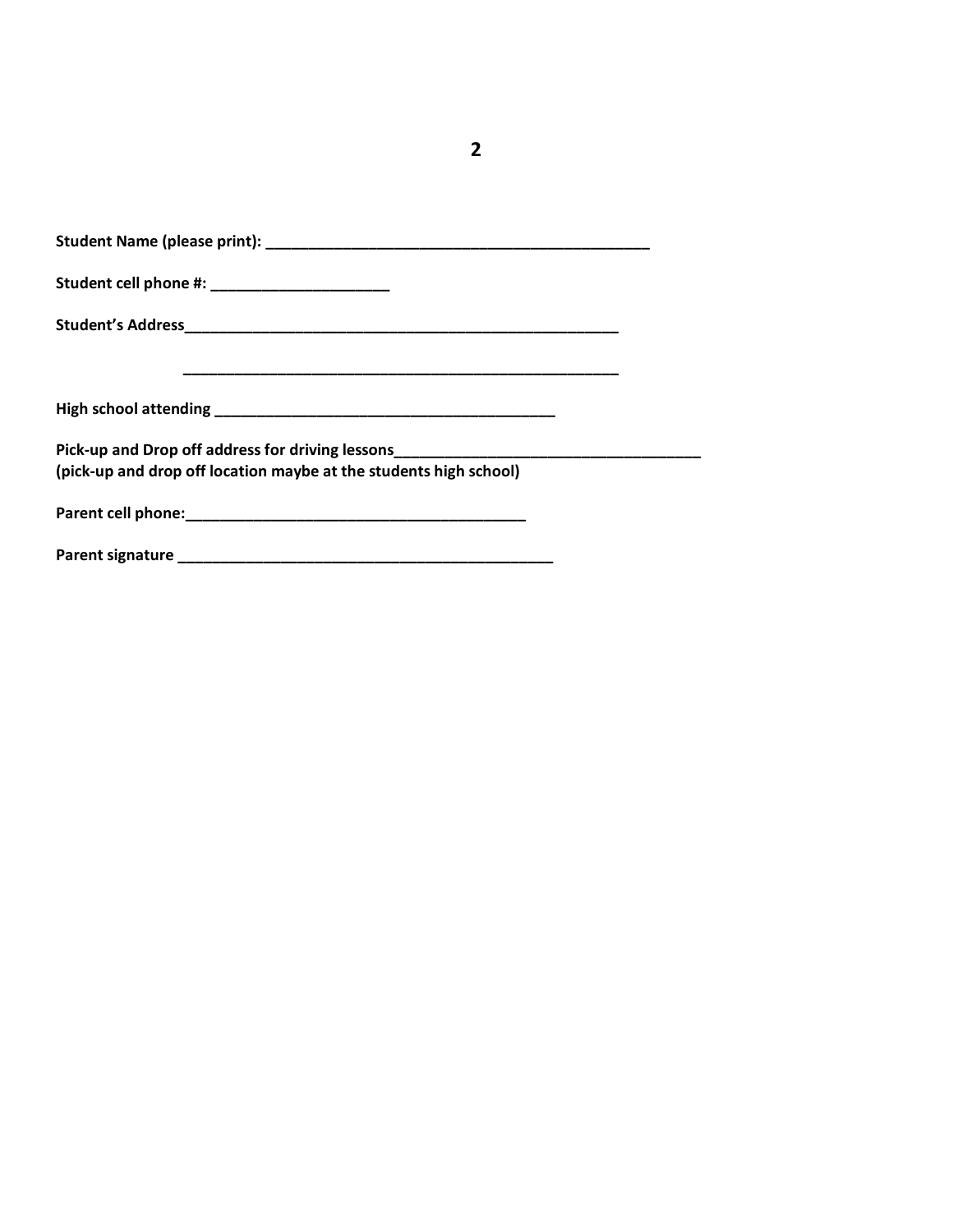**Student Name (please print): _______________________________________________**

**Student cell phone #: ______________________**

**Student's Address_______________________________________________________**

**_______________________________________________________**

**High school attending ___________________________________________**

**Pick-up and Drop off address for driving lessons_____________________________________**
**(pick-up and drop off location maybe at the students high school)**

**Parent cell phone:___________________________________________**

**Parent signature _______________________________________________**